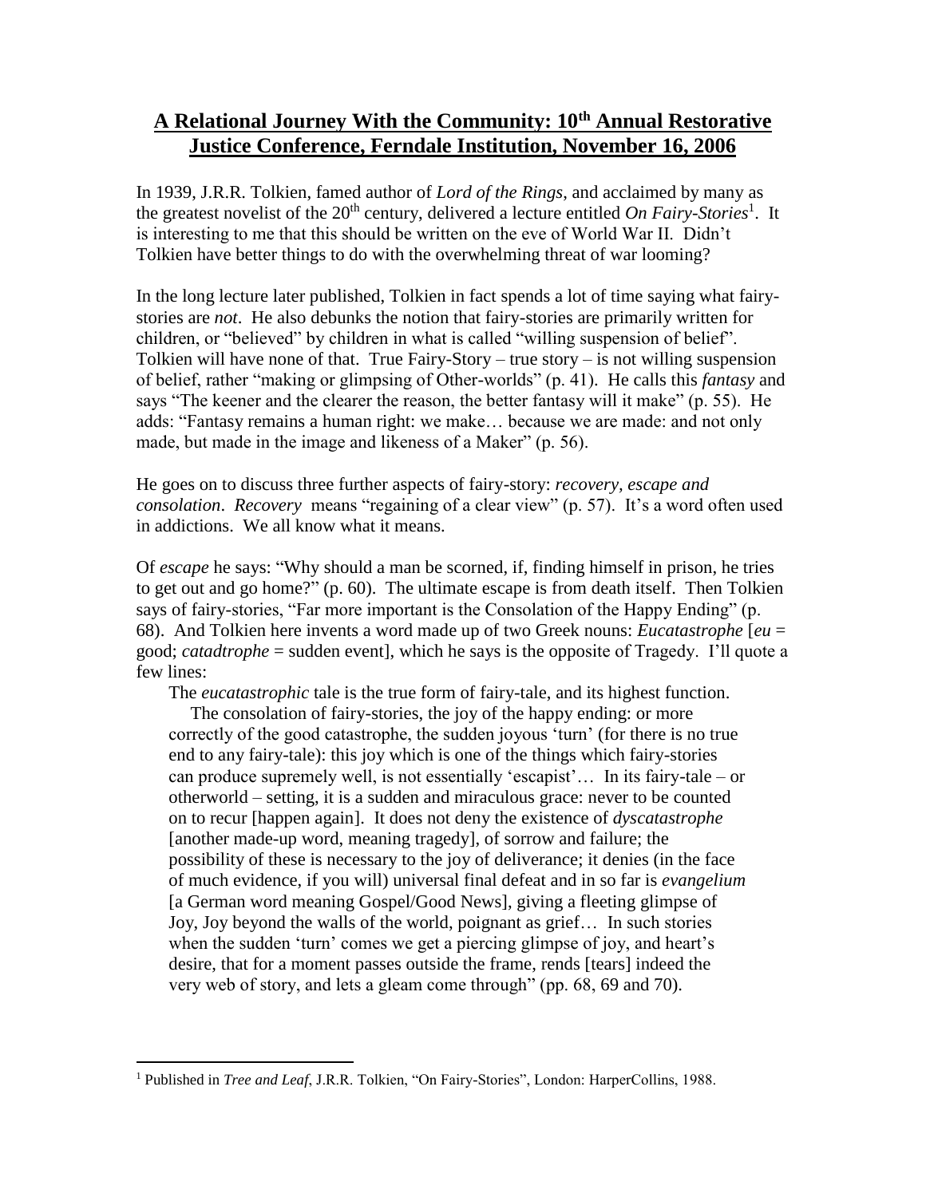# A Relational Journey With the Community: 10th Annual Restorative Justice Conference, Ferndale Institution, November 16, 2006

In 1939, J.R.R. Tolkien, famed author of *Lord of the Rings*, and acclaimed by many as the greatest novelist of the 20th century, delivered a lecture entitled *On Fairy-Stories*[1]. It is interesting to me that this should be written on the eve of World War II. Didn't Tolkien have better things to do with the overwhelming threat of war looming?

In the long lecture later published, Tolkien in fact spends a lot of time saying what fairy-stories are *not*. He also debunks the notion that fairy-stories are primarily written for children, or "believed" by children in what is called "willing suspension of belief". Tolkien will have none of that. True Fairy-Story – true story – is not willing suspension of belief, rather "making or glimpsing of Other-worlds" (p. 41). He calls this *fantasy* and says "The keener and the clearer the reason, the better fantasy will it make" (p. 55). He adds: "Fantasy remains a human right: we make… because we are made: and not only made, but made in the image and likeness of a Maker" (p. 56).

He goes on to discuss three further aspects of fairy-story: *recovery, escape and consolation*. *Recovery* means "regaining of a clear view" (p. 57). It's a word often used in addictions. We all know what it means.

Of *escape* he says: "Why should a man be scorned, if, finding himself in prison, he tries to get out and go home?" (p. 60). The ultimate escape is from death itself. Then Tolkien says of fairy-stories, "Far more important is the Consolation of the Happy Ending" (p. 68). And Tolkien here invents a word made up of two Greek nouns: *Eucatastrophe* [*eu* = good; *catadtrophe* = sudden event], which he says is the opposite of Tragedy. I'll quote a few lines:

> The *eucatastrophic* tale is the true form of fairy-tale, and its highest function.
>
> The consolation of fairy-stories, the joy of the happy ending: or more correctly of the good catastrophe, the sudden joyous 'turn' (for there is no true end to any fairy-tale): this joy which is one of the things which fairy-stories can produce supremely well, is not essentially 'escapist'… In its fairy-tale – or otherworld – setting, it is a sudden and miraculous grace: never to be counted on to recur [happen again]. It does not deny the existence of *dyscatastrophe* [another made-up word, meaning tragedy], of sorrow and failure; the possibility of these is necessary to the joy of deliverance; it denies (in the face of much evidence, if you will) universal final defeat and in so far is *evangelium* [a German word meaning Gospel/Good News], giving a fleeting glimpse of Joy, Joy beyond the walls of the world, poignant as grief… In such stories when the sudden 'turn' comes we get a piercing glimpse of joy, and heart's desire, that for a moment passes outside the frame, rends [tears] indeed the very web of story, and lets a gleam come through" (pp. 68, 69 and 70).

---

[1] Published in *Tree and Leaf*, J.R.R. Tolkien, "On Fairy-Stories", London: HarperCollins, 1988.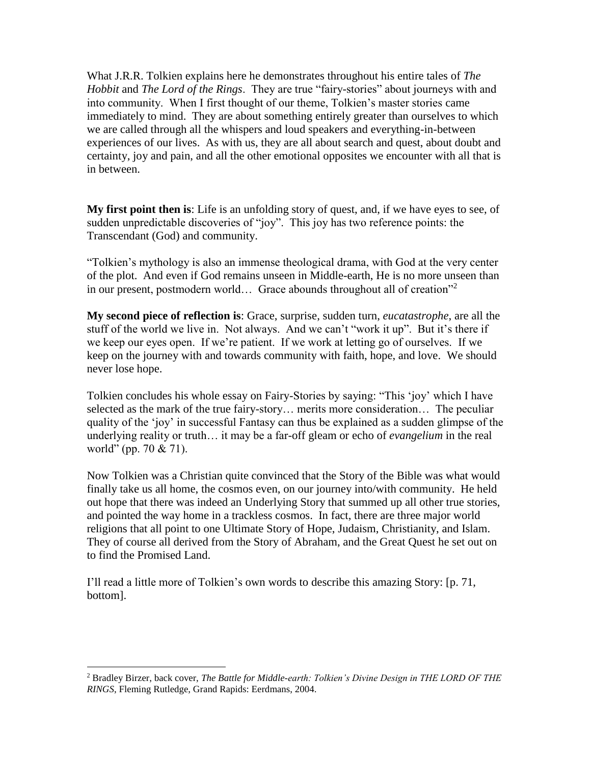What J.R.R. Tolkien explains here he demonstrates throughout his entire tales of *The Hobbit* and *The Lord of the Rings*. They are true "fairy-stories" about journeys with and into community. When I first thought of our theme, Tolkien's master stories came immediately to mind. They are about something entirely greater than ourselves to which we are called through all the whispers and loud speakers and everything-in-between experiences of our lives. As with us, they are all about search and quest, about doubt and certainty, joy and pain, and all the other emotional opposites we encounter with all that is in between.

**My first point then is**: Life is an unfolding story of quest, and, if we have eyes to see, of sudden unpredictable discoveries of "joy". This joy has two reference points: the Transcendant (God) and community.

"Tolkien's mythology is also an immense theological drama, with God at the very center of the plot. And even if God remains unseen in Middle-earth, He is no more unseen than in our present, postmodern world… Grace abounds throughout all of creation"[2]

**My second piece of reflection is**: Grace, surprise, sudden turn, *eucatastrophe*, are all the stuff of the world we live in. Not always. And we can't "work it up". But it's there if we keep our eyes open. If we're patient. If we work at letting go of ourselves. If we keep on the journey with and towards community with faith, hope, and love. We should never lose hope.

Tolkien concludes his whole essay on Fairy-Stories by saying: "This 'joy' which I have selected as the mark of the true fairy-story… merits more consideration… The peculiar quality of the 'joy' in successful Fantasy can thus be explained as a sudden glimpse of the underlying reality or truth… it may be a far-off gleam or echo of *evangelium* in the real world" (pp. 70 & 71).

Now Tolkien was a Christian quite convinced that the Story of the Bible was what would finally take us all home, the cosmos even, on our journey into/with community. He held out hope that there was indeed an Underlying Story that summed up all other true stories, and pointed the way home in a trackless cosmos. In fact, there are three major world religions that all point to one Ultimate Story of Hope, Judaism, Christianity, and Islam. They of course all derived from the Story of Abraham, and the Great Quest he set out on to find the Promised Land.

I'll read a little more of Tolkien's own words to describe this amazing Story: [p. 71, bottom].

---

[2] Bradley Birzer, back cover, *The Battle for Middle-earth: Tolkien's Divine Design in THE LORD OF THE RINGS*, Fleming Rutledge, Grand Rapids: Eerdmans, 2004.